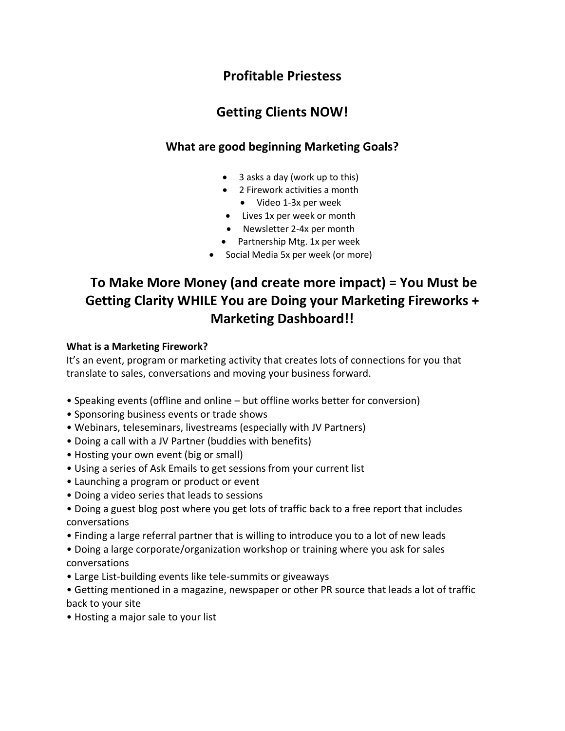# Profitable Priestess

## Getting Clients NOW!

### What are good beginning Marketing Goals?

- 3 asks a day (work up to this)
- 2 Firework activities a month
- Video 1-3x per week
- Lives 1x per week or month
- Newsletter 2-4x per month
- Partnership Mtg. 1x per week
- Social Media 5x per week (or more)

## To Make More Money (and create more impact) = You Must be Getting Clarity WHILE You are Doing your Marketing Fireworks + Marketing Dashboard!!

**What is a Marketing Firework?**
It's an event, program or marketing activity that creates lots of connections for you that translate to sales, conversations and moving your business forward.

- Speaking events (offline and online – but offline works better for conversion)
- Sponsoring business events or trade shows
- Webinars, teleseminars, livestreams (especially with JV Partners)
- Doing a call with a JV Partner (buddies with benefits)
- Hosting your own event (big or small)
- Using a series of Ask Emails to get sessions from your current list
- Launching a program or product or event
- Doing a video series that leads to sessions
- Doing a guest blog post where you get lots of traffic back to a free report that includes conversations
- Finding a large referral partner that is willing to introduce you to a lot of new leads
- Doing a large corporate/organization workshop or training where you ask for sales conversations
- Large List-building events like tele-summits or giveaways
- Getting mentioned in a magazine, newspaper or other PR source that leads a lot of traffic back to your site
- Hosting a major sale to your list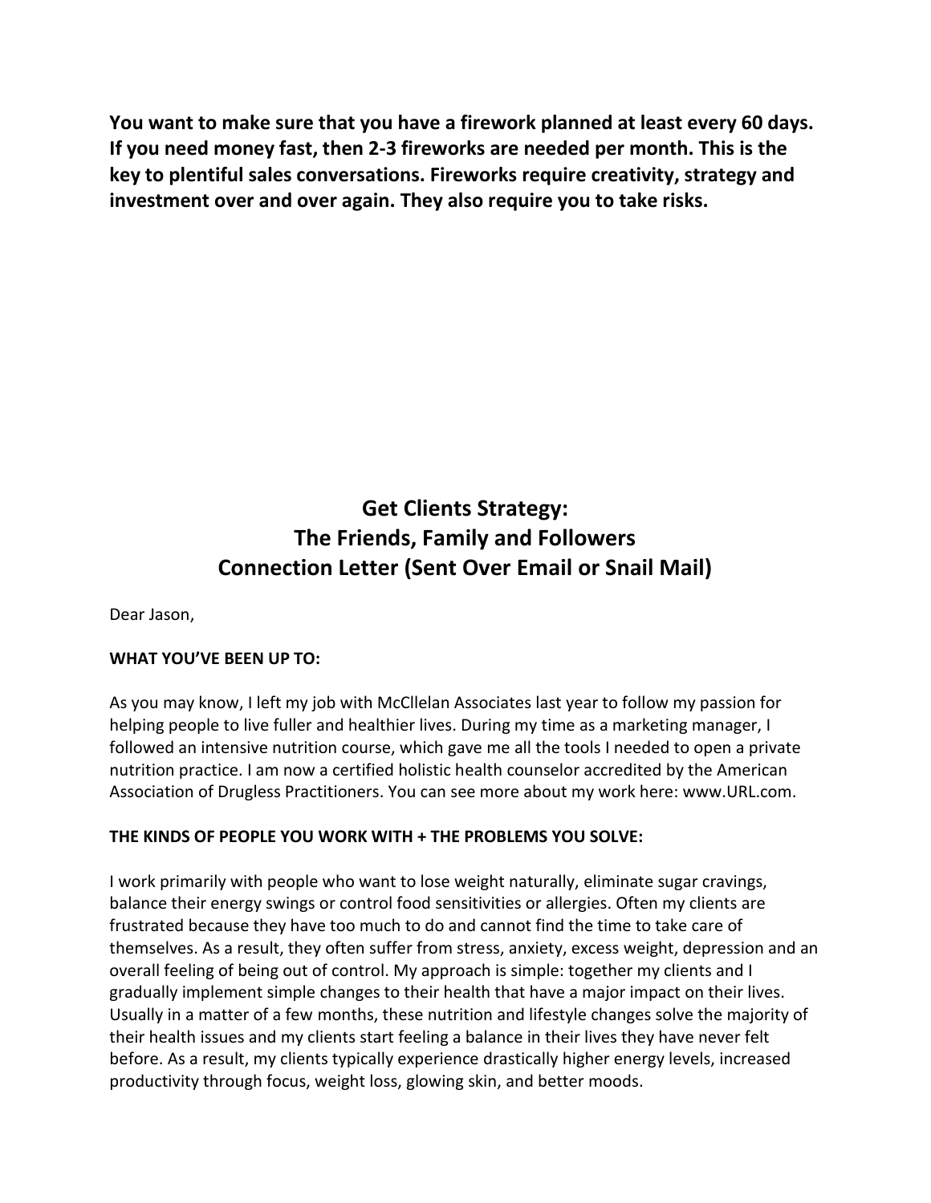**You want to make sure that you have a firework planned at least every 60 days. If you need money fast, then 2-3 fireworks are needed per month. This is the key to plentiful sales conversations. Fireworks require creativity, strategy and investment over and over again. They also require you to take risks.**

## Get Clients Strategy: The Friends, Family and Followers Connection Letter (Sent Over Email or Snail Mail)

Dear Jason,

**WHAT YOU'VE BEEN UP TO:**

As you may know, I left my job with McCllelan Associates last year to follow my passion for helping people to live fuller and healthier lives. During my time as a marketing manager, I followed an intensive nutrition course, which gave me all the tools I needed to open a private nutrition practice. I am now a certified holistic health counselor accredited by the American Association of Drugless Practitioners. You can see more about my work here: www.URL.com.

**THE KINDS OF PEOPLE YOU WORK WITH + THE PROBLEMS YOU SOLVE:**

I work primarily with people who want to lose weight naturally, eliminate sugar cravings, balance their energy swings or control food sensitivities or allergies. Often my clients are frustrated because they have too much to do and cannot find the time to take care of themselves. As a result, they often suffer from stress, anxiety, excess weight, depression and an overall feeling of being out of control. My approach is simple: together my clients and I gradually implement simple changes to their health that have a major impact on their lives. Usually in a matter of a few months, these nutrition and lifestyle changes solve the majority of their health issues and my clients start feeling a balance in their lives they have never felt before. As a result, my clients typically experience drastically higher energy levels, increased productivity through focus, weight loss, glowing skin, and better moods.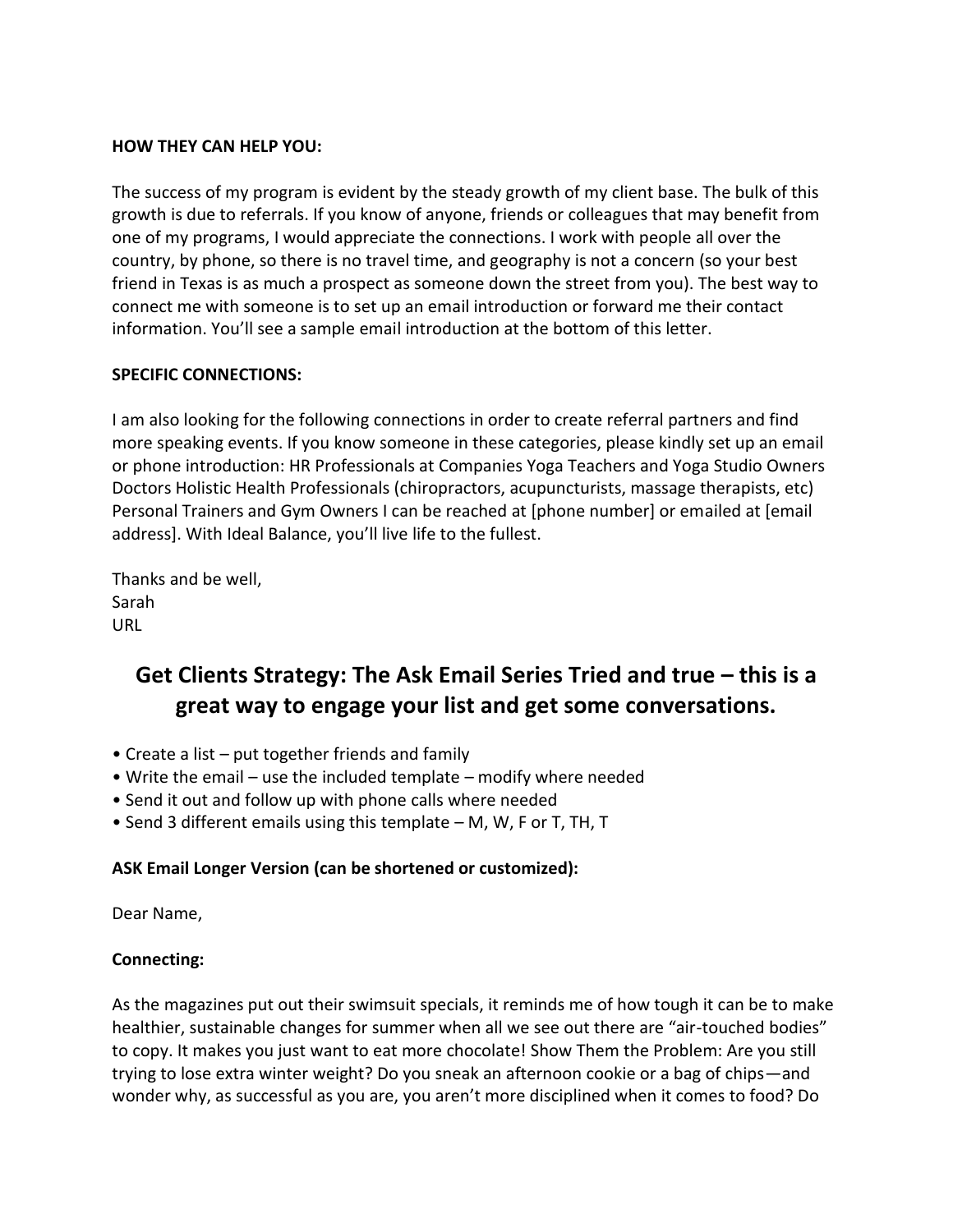**HOW THEY CAN HELP YOU:**

The success of my program is evident by the steady growth of my client base. The bulk of this growth is due to referrals. If you know of anyone, friends or colleagues that may benefit from one of my programs, I would appreciate the connections. I work with people all over the country, by phone, so there is no travel time, and geography is not a concern (so your best friend in Texas is as much a prospect as someone down the street from you). The best way to connect me with someone is to set up an email introduction or forward me their contact information. You'll see a sample email introduction at the bottom of this letter.

**SPECIFIC CONNECTIONS:**

I am also looking for the following connections in order to create referral partners and find more speaking events. If you know someone in these categories, please kindly set up an email or phone introduction: HR Professionals at Companies Yoga Teachers and Yoga Studio Owners Doctors Holistic Health Professionals (chiropractors, acupuncturists, massage therapists, etc) Personal Trainers and Gym Owners I can be reached at [phone number] or emailed at [email address]. With Ideal Balance, you'll live life to the fullest.

Thanks and be well,
Sarah
URL

## Get Clients Strategy: The Ask Email Series Tried and true – this is a great way to engage your list and get some conversations.

- Create a list – put together friends and family
- Write the email – use the included template – modify where needed
- Send it out and follow up with phone calls where needed
- Send 3 different emails using this template – M, W, F or T, TH, T

**ASK Email Longer Version (can be shortened or customized):**

Dear Name,

**Connecting:**

As the magazines put out their swimsuit specials, it reminds me of how tough it can be to make healthier, sustainable changes for summer when all we see out there are "air-touched bodies" to copy. It makes you just want to eat more chocolate! Show Them the Problem: Are you still trying to lose extra winter weight? Do you sneak an afternoon cookie or a bag of chips—and wonder why, as successful as you are, you aren't more disciplined when it comes to food? Do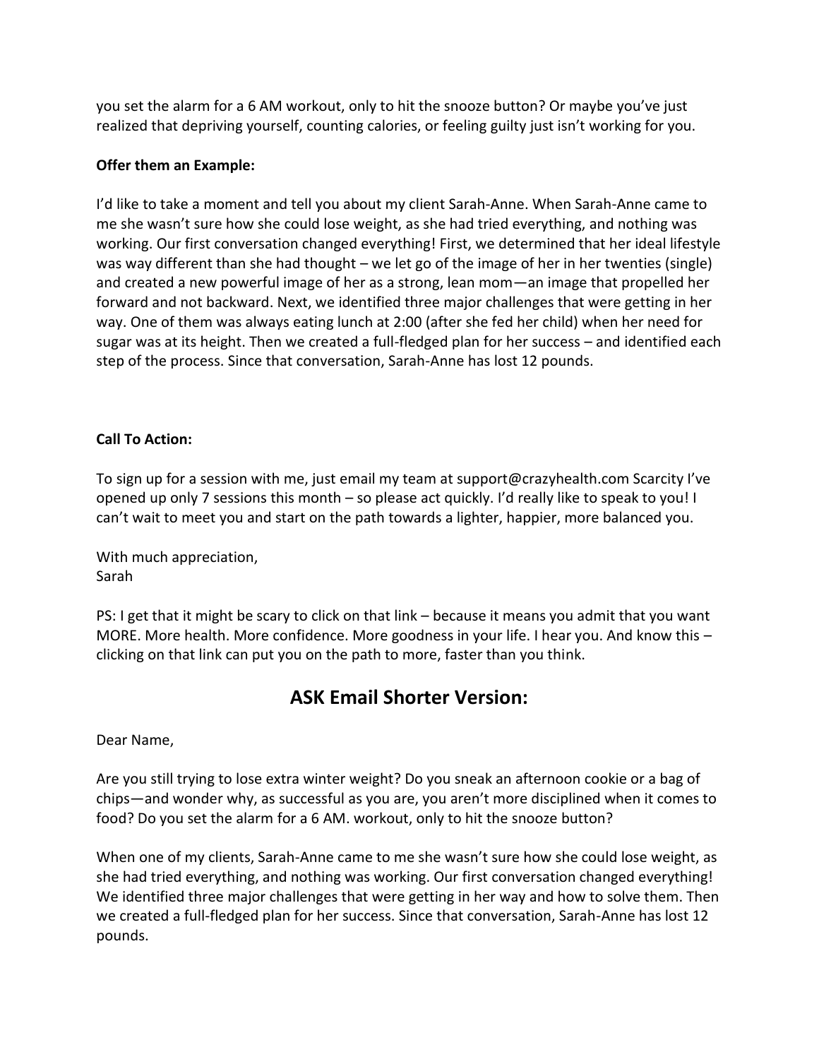you set the alarm for a 6 AM workout, only to hit the snooze button? Or maybe you've just realized that depriving yourself, counting calories, or feeling guilty just isn't working for you.

**Offer them an Example:**

I'd like to take a moment and tell you about my client Sarah-Anne. When Sarah-Anne came to me she wasn't sure how she could lose weight, as she had tried everything, and nothing was working. Our first conversation changed everything! First, we determined that her ideal lifestyle was way different than she had thought – we let go of the image of her in her twenties (single) and created a new powerful image of her as a strong, lean mom—an image that propelled her forward and not backward. Next, we identified three major challenges that were getting in her way. One of them was always eating lunch at 2:00 (after she fed her child) when her need for sugar was at its height. Then we created a full-fledged plan for her success – and identified each step of the process. Since that conversation, Sarah-Anne has lost 12 pounds.

**Call To Action:**

To sign up for a session with me, just email my team at support@crazyhealth.com Scarcity I've opened up only 7 sessions this month – so please act quickly. I'd really like to speak to you! I can't wait to meet you and start on the path towards a lighter, happier, more balanced you.

With much appreciation,
Sarah

PS: I get that it might be scary to click on that link – because it means you admit that you want MORE. More health. More confidence. More goodness in your life. I hear you. And know this – clicking on that link can put you on the path to more, faster than you think.

## ASK Email Shorter Version:

Dear Name,

Are you still trying to lose extra winter weight? Do you sneak an afternoon cookie or a bag of chips—and wonder why, as successful as you are, you aren't more disciplined when it comes to food? Do you set the alarm for a 6 AM. workout, only to hit the snooze button?

When one of my clients, Sarah-Anne came to me she wasn't sure how she could lose weight, as she had tried everything, and nothing was working. Our first conversation changed everything! We identified three major challenges that were getting in her way and how to solve them. Then we created a full-fledged plan for her success. Since that conversation, Sarah-Anne has lost 12 pounds.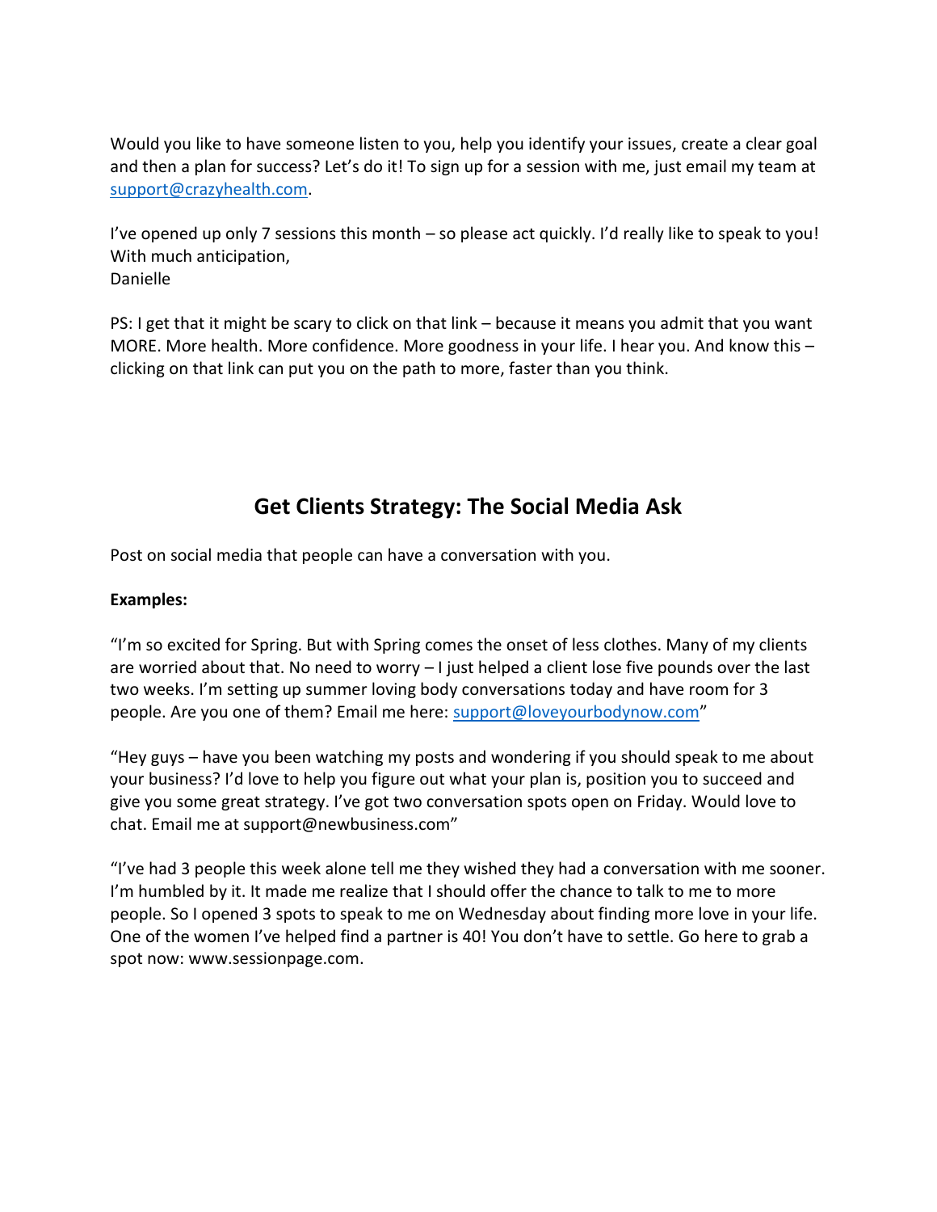Would you like to have someone listen to you, help you identify your issues, create a clear goal and then a plan for success? Let's do it! To sign up for a session with me, just email my team at [support@crazyhealth.com](mailto:support@crazyhealth.com).

I've opened up only 7 sessions this month – so please act quickly. I'd really like to speak to you!
With much anticipation,
Danielle

PS: I get that it might be scary to click on that link – because it means you admit that you want MORE. More health. More confidence. More goodness in your life. I hear you. And know this – clicking on that link can put you on the path to more, faster than you think.

## Get Clients Strategy: The Social Media Ask

Post on social media that people can have a conversation with you.

**Examples:**

"I'm so excited for Spring. But with Spring comes the onset of less clothes. Many of my clients are worried about that. No need to worry – I just helped a client lose five pounds over the last two weeks. I'm setting up summer loving body conversations today and have room for 3 people. Are you one of them? Email me here: [support@loveyourbodynow.com](mailto:support@loveyourbodynow.com)"

"Hey guys – have you been watching my posts and wondering if you should speak to me about your business? I'd love to help you figure out what your plan is, position you to succeed and give you some great strategy. I've got two conversation spots open on Friday. Would love to chat. Email me at support@newbusiness.com"

"I've had 3 people this week alone tell me they wished they had a conversation with me sooner. I'm humbled by it. It made me realize that I should offer the chance to talk to me to more people. So I opened 3 spots to speak to me on Wednesday about finding more love in your life. One of the women I've helped find a partner is 40! You don't have to settle. Go here to grab a spot now: www.sessionpage.com.